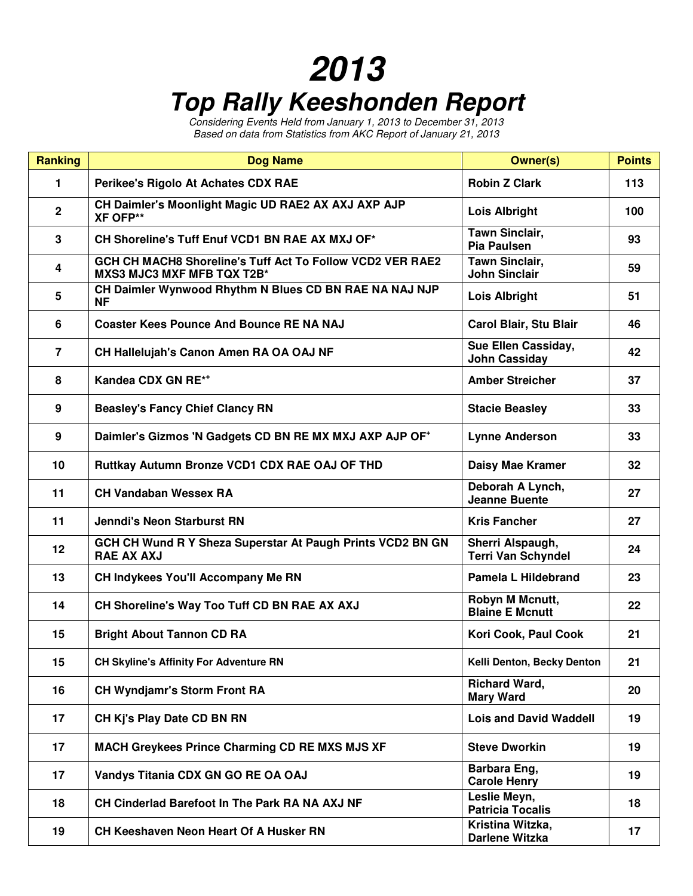# 2013

## Top Rally Keeshonden Report

*Considering Events Held from January 1, 2013 to December 31, 2013*
*Based on data from Statistics from AKC Report of January 21, 2013*

| Ranking | Dog Name | Owner(s) | Points |
|---|---|---|---|
| 1 | Perikee's Rigolo At Achates CDX RAE | Robin Z Clark | 113 |
| 2 | CH Daimler's Moonlight Magic UD RAE2 AX AXJ AXP AJP XF OFP** | Lois Albright | 100 |
| 3 | CH Shoreline's Tuff Enuf VCD1 BN RAE AX MXJ OF* | Tawn Sinclair, Pia Paulsen | 93 |
| 4 | GCH CH MACH8 Shoreline's Tuff Act To Follow VCD2 VER RAE2 MXS3 MJC3 MXF MFB TQX T2B* | Tawn Sinclair, John Sinclair | 59 |
| 5 | CH Daimler Wynwood Rhythm N Blues CD BN RAE NA NAJ NJP NF | Lois Albright | 51 |
| 6 | Coaster Kees Pounce And Bounce RE NA NAJ | Carol Blair, Stu Blair | 46 |
| 7 | CH Hallelujah's Canon Amen RA OA OAJ NF | Sue Ellen Cassiday, John Cassiday | 42 |
| 8 | Kandea CDX GN RE*+ | Amber Streicher | 37 |
| 9 | Beasley's Fancy Chief Clancy RN | Stacie Beasley | 33 |
| 9 | Daimler's Gizmos 'N Gadgets CD BN RE MX MXJ AXP AJP OF+ | Lynne Anderson | 33 |
| 10 | Ruttkay Autumn Bronze VCD1 CDX RAE OAJ OF THD | Daisy Mae Kramer | 32 |
| 11 | CH Vandaban Wessex RA | Deborah A Lynch, Jeanne Buente | 27 |
| 11 | Jenndi's Neon Starburst RN | Kris Fancher | 27 |
| 12 | GCH CH Wund R Y Sheza Superstar At Paugh Prints VCD2 BN GN RAE AX AXJ | Sherri Alspaugh, Terri Van Schyndel | 24 |
| 13 | CH Indykees You'll Accompany Me RN | Pamela L Hildebrand | 23 |
| 14 | CH Shoreline's Way Too Tuff CD BN RAE AX AXJ | Robyn M Mcnutt, Blaine E Mcnutt | 22 |
| 15 | Bright About Tannon CD RA | Kori Cook, Paul Cook | 21 |
| 15 | CH Skyline's Affinity For Adventure RN | Kelli Denton, Becky Denton | 21 |
| 16 | CH Wyndjamr's Storm Front RA | Richard Ward, Mary Ward | 20 |
| 17 | CH Kj's Play Date CD BN RN | Lois and David Waddell | 19 |
| 17 | MACH Greykees Prince Charming CD RE MXS MJS XF | Steve Dworkin | 19 |
| 17 | Vandys Titania CDX GN GO RE OA OAJ | Barbara Eng, Carole Henry | 19 |
| 18 | CH Cinderlad Barefoot In The Park RA NA AXJ NF | Leslie Meyn, Patricia Tocalis | 18 |
| 19 | CH Keeshaven Neon Heart Of A Husker RN | Kristina Witzka, Darlene Witzka | 17 |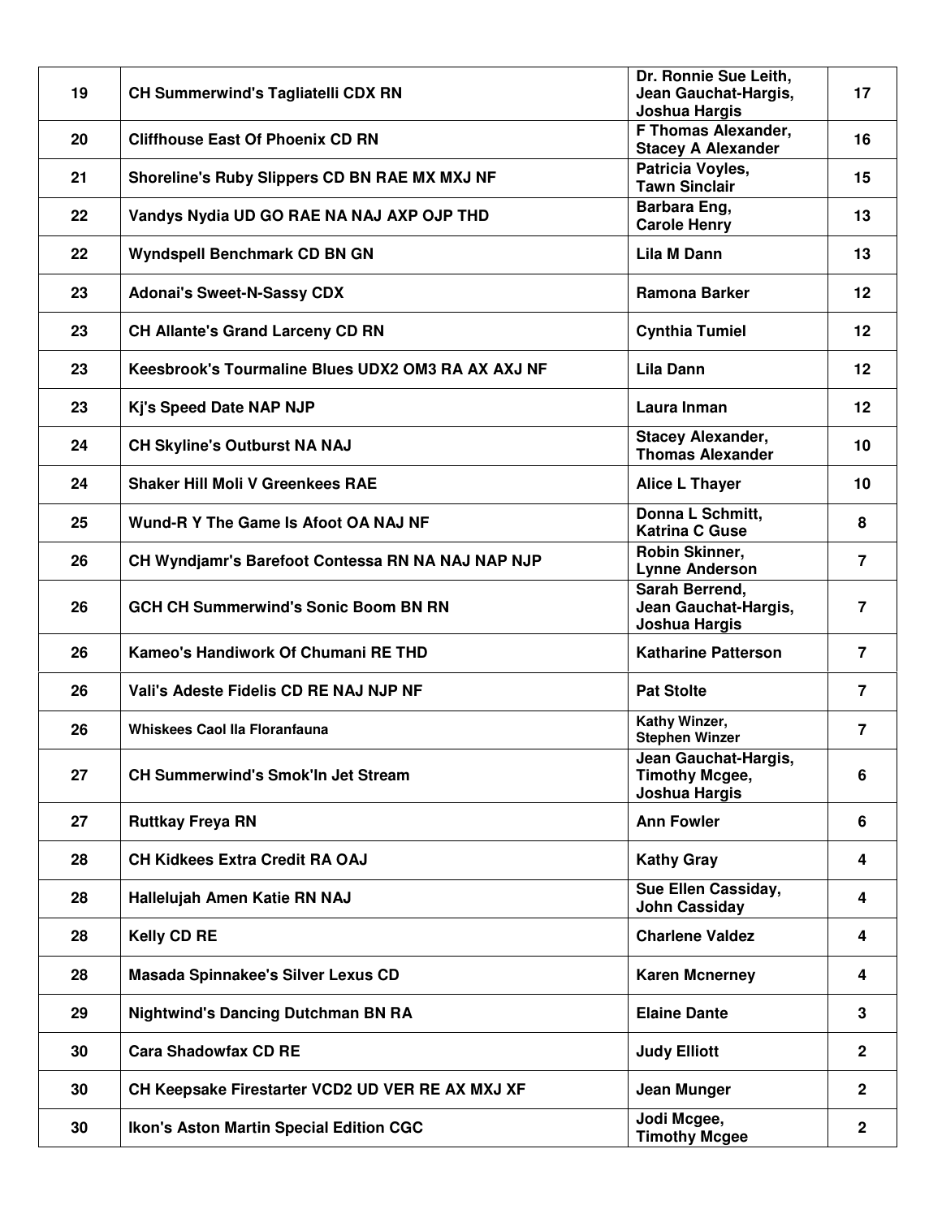| | | | |
|---|---|---|---|
| 19 | CH Summerwind's Tagliatelli CDX RN | Dr. Ronnie Sue Leith, Jean Gauchat-Hargis, Joshua Hargis | 17 |
| 20 | Cliffhouse East Of Phoenix CD RN | F Thomas Alexander, Stacey A Alexander | 16 |
| 21 | Shoreline's Ruby Slippers CD BN RAE MX MXJ NF | Patricia Voyles, Tawn Sinclair | 15 |
| 22 | Vandys Nydia UD GO RAE NA NAJ AXP OJP THD | Barbara Eng, Carole Henry | 13 |
| 22 | Wyndspell Benchmark CD BN GN | Lila M Dann | 13 |
| 23 | Adonai's Sweet-N-Sassy CDX | Ramona Barker | 12 |
| 23 | CH Allante's Grand Larceny CD RN | Cynthia Tumiel | 12 |
| 23 | Keesbrook's Tourmaline Blues UDX2 OM3 RA AX AXJ NF | Lila Dann | 12 |
| 23 | Kj's Speed Date NAP NJP | Laura Inman | 12 |
| 24 | CH Skyline's Outburst NA NAJ | Stacey Alexander, Thomas Alexander | 10 |
| 24 | Shaker Hill Moli V Greenkees RAE | Alice L Thayer | 10 |
| 25 | Wund-R Y The Game Is Afoot OA NAJ NF | Donna L Schmitt, Katrina C Guse | 8 |
| 26 | CH Wyndjamr's Barefoot Contessa RN NA NAJ NAP NJP | Robin Skinner, Lynne Anderson | 7 |
| 26 | GCH CH Summerwind's Sonic Boom BN RN | Sarah Berrend, Jean Gauchat-Hargis, Joshua Hargis | 7 |
| 26 | Kameo's Handiwork Of Chumani RE THD | Katharine Patterson | 7 |
| 26 | Vali's Adeste Fidelis CD RE NAJ NJP NF | Pat Stolte | 7 |
| 26 | Whiskees Caol Ila Floranfauna | Kathy Winzer, Stephen Winzer | 7 |
| 27 | CH Summerwind's Smok'In Jet Stream | Jean Gauchat-Hargis, Timothy Mcgee, Joshua Hargis | 6 |
| 27 | Ruttkay Freya RN | Ann Fowler | 6 |
| 28 | CH Kidkees Extra Credit RA OAJ | Kathy Gray | 4 |
| 28 | Hallelujah Amen Katie RN NAJ | Sue Ellen Cassiday, John Cassiday | 4 |
| 28 | Kelly CD RE | Charlene Valdez | 4 |
| 28 | Masada Spinnakee's Silver Lexus CD | Karen Mcnerney | 4 |
| 29 | Nightwind's Dancing Dutchman BN RA | Elaine Dante | 3 |
| 30 | Cara Shadowfax CD RE | Judy Elliott | 2 |
| 30 | CH Keepsake Firestarter VCD2 UD VER RE AX MXJ XF | Jean Munger | 2 |
| 30 | Ikon's Aston Martin Special Edition CGC | Jodi Mcgee, Timothy Mcgee | 2 |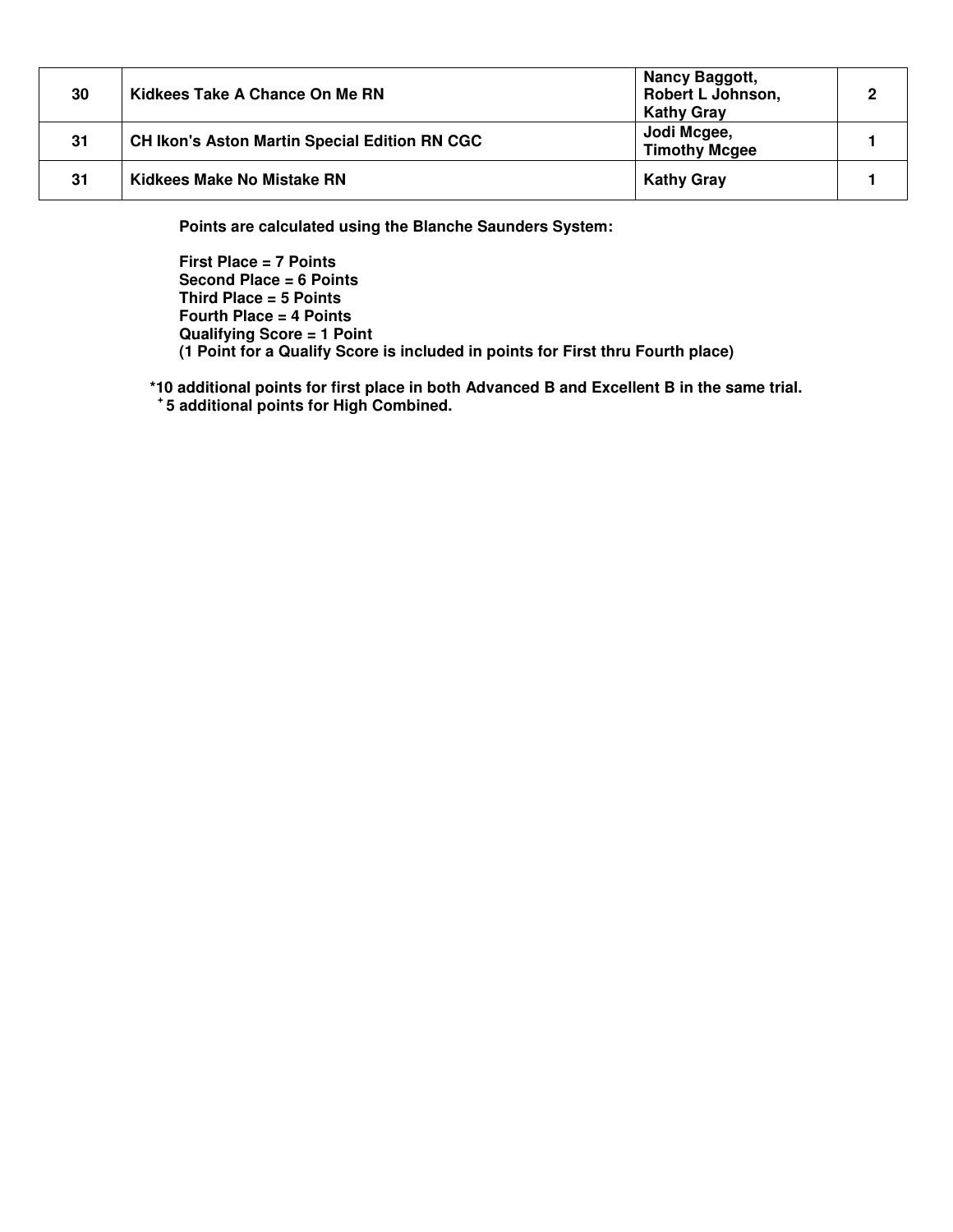| | | | |
|---|---|---|---|
| 30 | Kidkees Take A Chance On Me RN | Nancy Baggott, Robert L Johnson, Kathy Gray | 2 |
| 31 | CH Ikon's Aston Martin Special Edition RN CGC | Jodi Mcgee, Timothy Mcgee | 1 |
| 31 | Kidkees Make No Mistake RN | Kathy Gray | 1 |

**Points are calculated using the Blanche Saunders System:**

**First Place = 7 Points**
**Second Place = 6 Points**
**Third Place = 5 Points**
**Fourth Place = 4 Points**
**Qualifying Score = 1 Point**
**(1 Point for a Qualify Score is included in points for First thru Fourth place)**

**\*10 additional points for first place in both Advanced B and Excellent B in the same trial.**
**+ 5 additional points for High Combined.**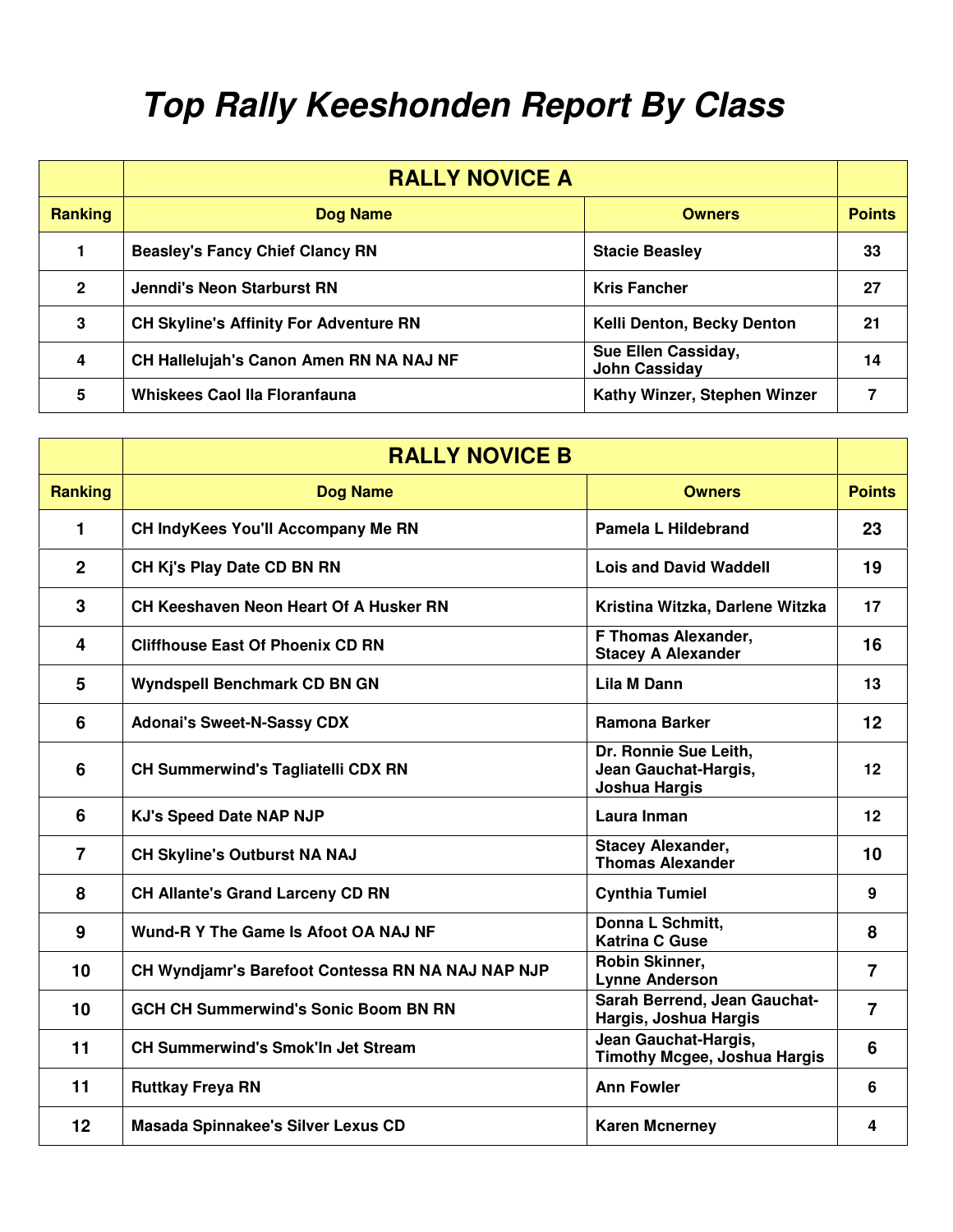# Top Rally Keeshonden Report By Class

| | RALLY NOVICE A | | |
|---|---|---|---|
| Ranking | Dog Name | Owners | Points |
| 1 | Beasley's Fancy Chief Clancy RN | Stacie Beasley | 33 |
| 2 | Jenndi's Neon Starburst RN | Kris Fancher | 27 |
| 3 | CH Skyline's Affinity For Adventure RN | Kelli Denton, Becky Denton | 21 |
| 4 | CH Hallelujah's Canon Amen RN NA NAJ NF | Sue Ellen Cassiday, John Cassiday | 14 |
| 5 | Whiskees Caol Ila Floranfauna | Kathy Winzer, Stephen Winzer | 7 |

| | RALLY NOVICE B | | |
|---|---|---|---|
| Ranking | Dog Name | Owners | Points |
| 1 | CH IndyKees You'll Accompany Me RN | Pamela L Hildebrand | 23 |
| 2 | CH Kj's Play Date CD BN RN | Lois and David Waddell | 19 |
| 3 | CH Keeshaven Neon Heart Of A Husker RN | Kristina Witzka, Darlene Witzka | 17 |
| 4 | Cliffhouse East Of Phoenix CD RN | F Thomas Alexander, Stacey A Alexander | 16 |
| 5 | Wyndspell Benchmark CD BN GN | Lila M Dann | 13 |
| 6 | Adonai's Sweet-N-Sassy CDX | Ramona Barker | 12 |
| 6 | CH Summerwind's Tagliatelli CDX RN | Dr. Ronnie Sue Leith, Jean Gauchat-Hargis, Joshua Hargis | 12 |
| 6 | KJ's Speed Date NAP NJP | Laura Inman | 12 |
| 7 | CH Skyline's Outburst NA NAJ | Stacey Alexander, Thomas Alexander | 10 |
| 8 | CH Allante's Grand Larceny CD RN | Cynthia Tumiel | 9 |
| 9 | Wund-R Y The Game Is Afoot OA NAJ NF | Donna L Schmitt, Katrina C Guse | 8 |
| 10 | CH Wyndjamr's Barefoot Contessa RN NA NAJ NAP NJP | Robin Skinner, Lynne Anderson | 7 |
| 10 | GCH CH Summerwind's Sonic Boom BN RN | Sarah Berrend, Jean Gauchat-Hargis, Joshua Hargis | 7 |
| 11 | CH Summerwind's Smok'In Jet Stream | Jean Gauchat-Hargis, Timothy Mcgee, Joshua Hargis | 6 |
| 11 | Ruttkay Freya RN | Ann Fowler | 6 |
| 12 | Masada Spinnakee's Silver Lexus CD | Karen Mcnerney | 4 |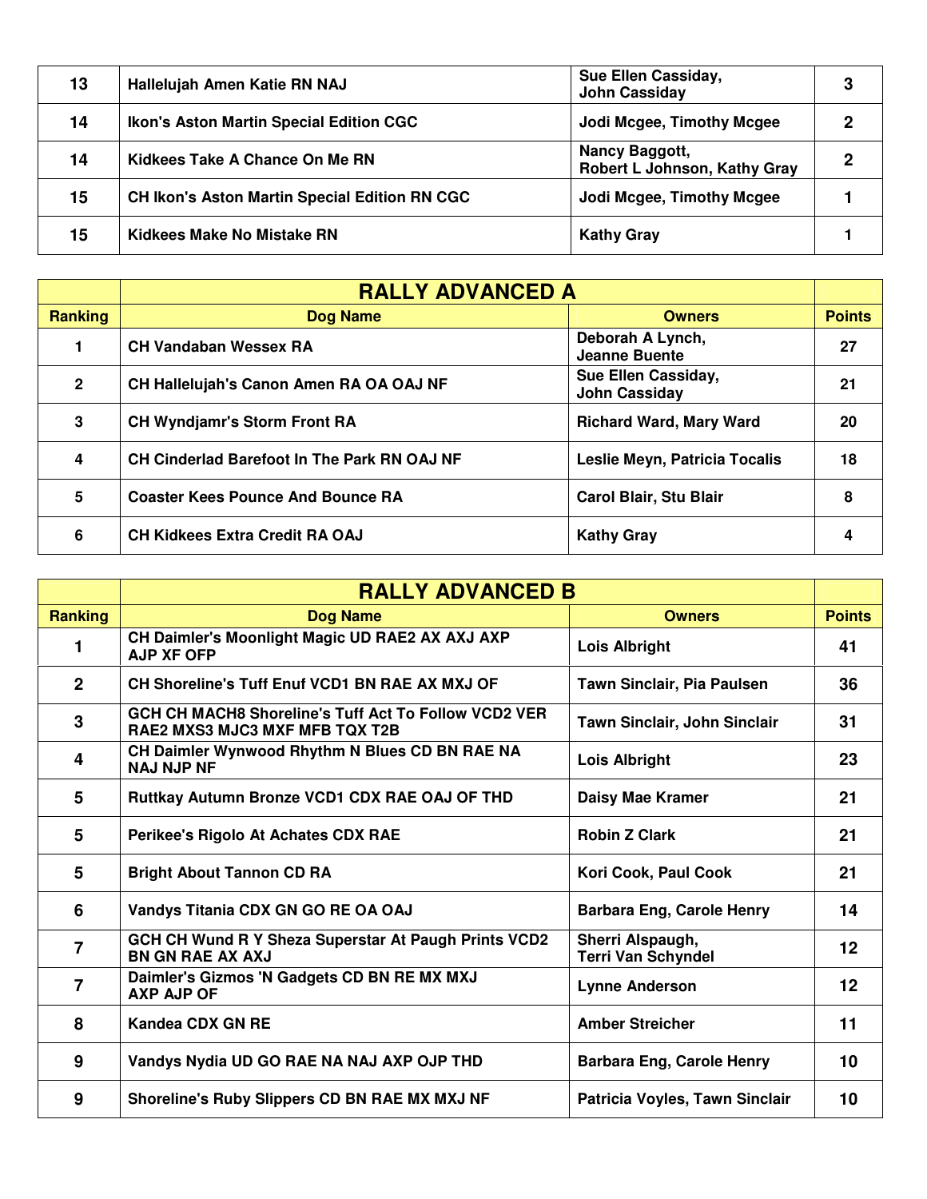| 13 | Hallelujah Amen Katie RN NAJ | Sue Ellen Cassiday, John Cassiday | 3 |
|---|---|---|---|
| 14 | Ikon's Aston Martin Special Edition CGC | Jodi Mcgee, Timothy Mcgee | 2 |
| 14 | Kidkees Take A Chance On Me RN | Nancy Baggott, Robert L Johnson, Kathy Gray | 2 |
| 15 | CH Ikon's Aston Martin Special Edition RN CGC | Jodi Mcgee, Timothy Mcgee | 1 |
| 15 | Kidkees Make No Mistake RN | Kathy Gray | 1 |

| | RALLY ADVANCED A | | |
|---|---|---|---|
| **Ranking** | **Dog Name** | **Owners** | **Points** |
| 1 | CH Vandaban Wessex RA | Deborah A Lynch, Jeanne Buente | 27 |
| 2 | CH Hallelujah's Canon Amen RA OA OAJ NF | Sue Ellen Cassiday, John Cassiday | 21 |
| 3 | CH Wyndjamr's Storm Front RA | Richard Ward, Mary Ward | 20 |
| 4 | CH Cinderlad Barefoot In The Park RN OAJ NF | Leslie Meyn, Patricia Tocalis | 18 |
| 5 | Coaster Kees Pounce And Bounce RA | Carol Blair, Stu Blair | 8 |
| 6 | CH Kidkees Extra Credit RA OAJ | Kathy Gray | 4 |

| | RALLY ADVANCED B | | |
|---|---|---|---|
| **Ranking** | **Dog Name** | **Owners** | **Points** |
| 1 | CH Daimler's Moonlight Magic UD RAE2 AX AXJ AXP AJP XF OFP | Lois Albright | 41 |
| 2 | CH Shoreline's Tuff Enuf VCD1 BN RAE AX MXJ OF | Tawn Sinclair, Pia Paulsen | 36 |
| 3 | GCH CH MACH8 Shoreline's Tuff Act To Follow VCD2 VER RAE2 MXS3 MJC3 MXF MFB TQX T2B | Tawn Sinclair, John Sinclair | 31 |
| 4 | CH Daimler Wynwood Rhythm N Blues CD BN RAE NA NAJ NJP NF | Lois Albright | 23 |
| 5 | Ruttkay Autumn Bronze VCD1 CDX RAE OAJ OF THD | Daisy Mae Kramer | 21 |
| 5 | Perikee's Rigolo At Achates CDX RAE | Robin Z Clark | 21 |
| 5 | Bright About Tannon CD RA | Kori Cook, Paul Cook | 21 |
| 6 | Vandys Titania CDX GN GO RE OA OAJ | Barbara Eng, Carole Henry | 14 |
| 7 | GCH CH Wund R Y Sheza Superstar At Paugh Prints VCD2 BN GN RAE AX AXJ | Sherri Alspaugh, Terri Van Schyndel | 12 |
| 7 | Daimler's Gizmos 'N Gadgets CD BN RE MX MXJ AXP AJP OF | Lynne Anderson | 12 |
| 8 | Kandea CDX GN RE | Amber Streicher | 11 |
| 9 | Vandys Nydia UD GO RAE NA NAJ AXP OJP THD | Barbara Eng, Carole Henry | 10 |
| 9 | Shoreline's Ruby Slippers CD BN RAE MX MXJ NF | Patricia Voyles, Tawn Sinclair | 10 |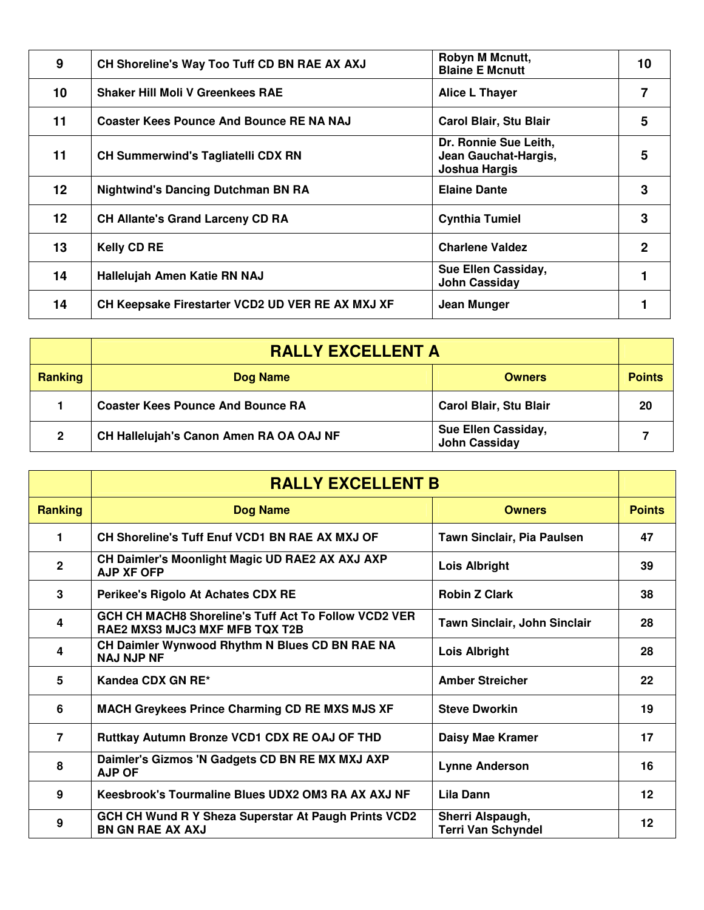| | | | |
|---|---|---|---|
| 9 | CH Shoreline's Way Too Tuff CD BN RAE AX AXJ | Robyn M Mcnutt, Blaine E Mcnutt | 10 |
| 10 | Shaker Hill Moli V Greenkees RAE | Alice L Thayer | 7 |
| 11 | Coaster Kees Pounce And Bounce RE NA NAJ | Carol Blair, Stu Blair | 5 |
| 11 | CH Summerwind's Tagliatelli CDX RN | Dr. Ronnie Sue Leith, Jean Gauchat-Hargis, Joshua Hargis | 5 |
| 12 | Nightwind's Dancing Dutchman BN RA | Elaine Dante | 3 |
| 12 | CH Allante's Grand Larceny CD RA | Cynthia Tumiel | 3 |
| 13 | Kelly CD RE | Charlene Valdez | 2 |
| 14 | Hallelujah Amen Katie RN NAJ | Sue Ellen Cassiday, John Cassiday | 1 |
| 14 | CH Keepsake Firestarter VCD2 UD VER RE AX MXJ XF | Jean Munger | 1 |

## RALLY EXCELLENT A

| Ranking | Dog Name | Owners | Points |
|---|---|---|---|
| 1 | Coaster Kees Pounce And Bounce RA | Carol Blair, Stu Blair | 20 |
| 2 | CH Hallelujah's Canon Amen RA OA OAJ NF | Sue Ellen Cassiday, John Cassiday | 7 |

## RALLY EXCELLENT B

| Ranking | Dog Name | Owners | Points |
|---|---|---|---|
| 1 | CH Shoreline's Tuff Enuf VCD1 BN RAE AX MXJ OF | Tawn Sinclair, Pia Paulsen | 47 |
| 2 | CH Daimler's Moonlight Magic UD RAE2 AX AXJ AXP AJP XF OFP | Lois Albright | 39 |
| 3 | Perikee's Rigolo At Achates CDX RE | Robin Z Clark | 38 |
| 4 | GCH CH MACH8 Shoreline's Tuff Act To Follow VCD2 VER RAE2 MXS3 MJC3 MXF MFB TQX T2B | Tawn Sinclair, John Sinclair | 28 |
| 4 | CH Daimler Wynwood Rhythm N Blues CD BN RAE NA NAJ NJP NF | Lois Albright | 28 |
| 5 | Kandea CDX GN RE* | Amber Streicher | 22 |
| 6 | MACH Greykees Prince Charming CD RE MXS MJS XF | Steve Dworkin | 19 |
| 7 | Ruttkay Autumn Bronze VCD1 CDX RE OAJ OF THD | Daisy Mae Kramer | 17 |
| 8 | Daimler's Gizmos 'N Gadgets CD BN RE MX MXJ AXP AJP OF | Lynne Anderson | 16 |
| 9 | Keesbrook's Tourmaline Blues UDX2 OM3 RA AX AXJ NF | Lila Dann | 12 |
| 9 | GCH CH Wund R Y Sheza Superstar At Paugh Prints VCD2 BN GN RAE AX AXJ | Sherri Alspaugh, Terri Van Schyndel | 12 |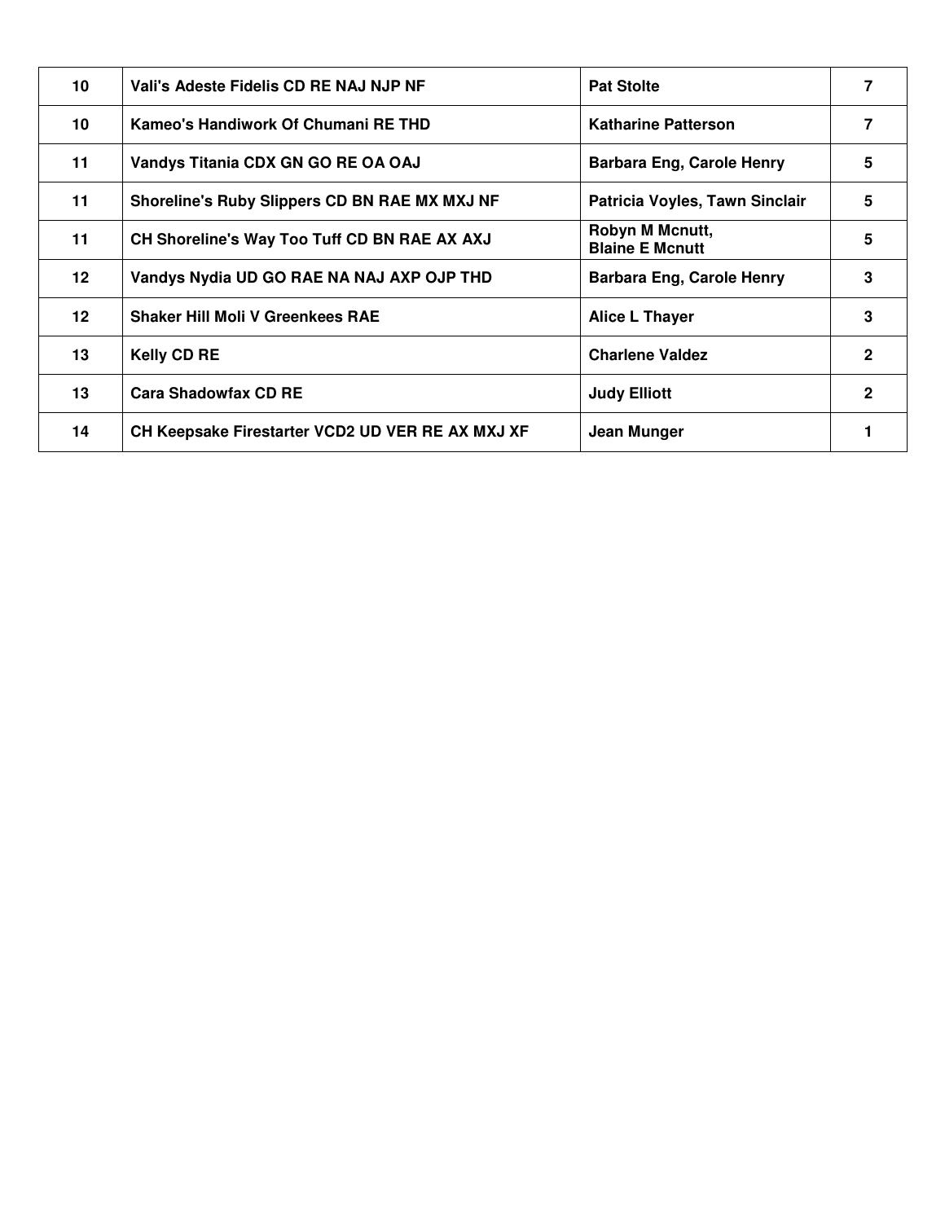| | | | |
|---|---|---|---|
| 10 | Vali's Adeste Fidelis CD RE NAJ NJP NF | Pat Stolte | 7 |
| 10 | Kameo's Handiwork Of Chumani RE THD | Katharine Patterson | 7 |
| 11 | Vandys Titania CDX GN GO RE OA OAJ | Barbara Eng, Carole Henry | 5 |
| 11 | Shoreline's Ruby Slippers CD BN RAE MX MXJ NF | Patricia Voyles, Tawn Sinclair | 5 |
| 11 | CH Shoreline's Way Too Tuff CD BN RAE AX AXJ | Robyn M Mcnutt, Blaine E Mcnutt | 5 |
| 12 | Vandys Nydia UD GO RAE NA NAJ AXP OJP THD | Barbara Eng, Carole Henry | 3 |
| 12 | Shaker Hill Moli V Greenkees RAE | Alice L Thayer | 3 |
| 13 | Kelly CD RE | Charlene Valdez | 2 |
| 13 | Cara Shadowfax CD RE | Judy Elliott | 2 |
| 14 | CH Keepsake Firestarter VCD2 UD VER RE AX MXJ XF | Jean Munger | 1 |